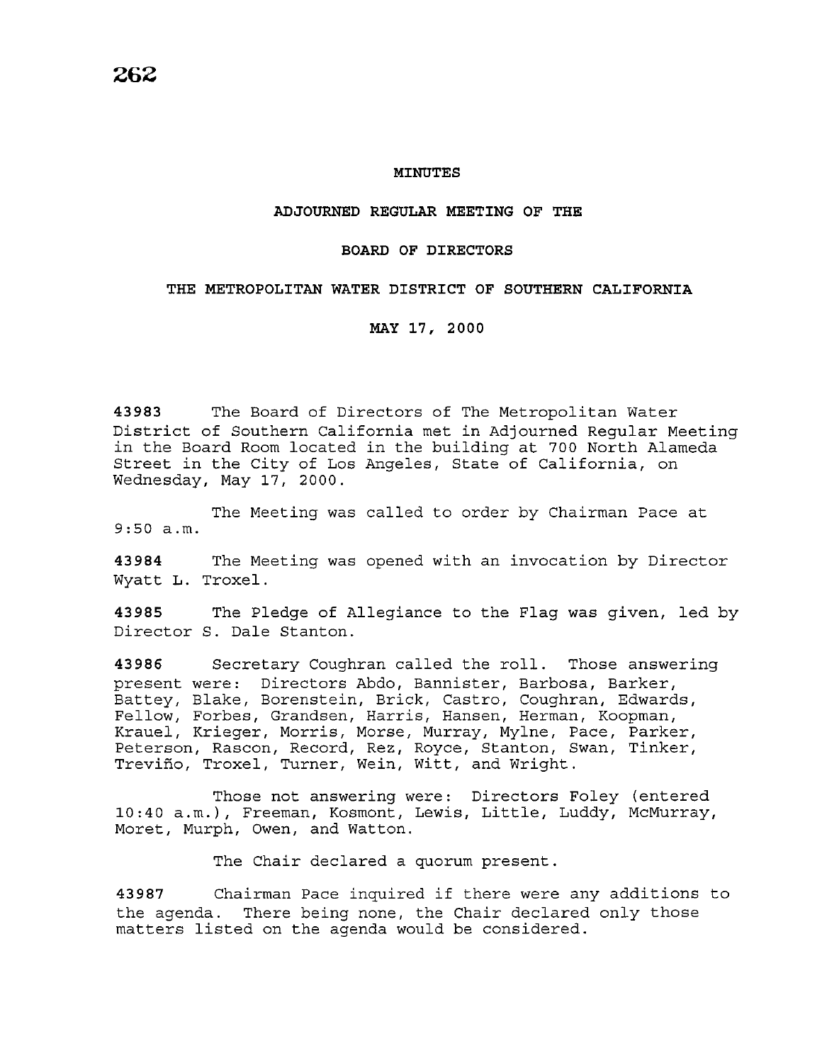# MINUTES

## ADJOURNED REGULAR MEETING OF THE

## BOARD OF DIRECTORS

## THE METROPOLITAN WATER DISTRICT OF SOUTHERN CALIFORNIA

## MAY 17, 2000

**43983** The Board of Directors of The Metropolitan Water District of Southern California met in Adjourned Regular Meeting in the Board Room located in the building at 700 North Alameda Street in the City of Los Angeles, State of California, on Wednesday, May 17, 2000.

The Meeting was called to order by Chairman Pace at 9:50 a.m.

**43984** The Meeting was opened with an invocation by Director Wyatt L. Troxel.

**43985** The Pledge of Allegiance to the Flag was given, led by Director S. Dale Stanton.

**43986** Secretary Coughran called the roll. Those answering present were: Directors Abdo, Bannister, Barbosa, Barker, Battey, Blake, Borenstein, Brick, Castro, Coughran, Edwards, Fellow, Forbes, Grandsen, Harris, Hansen, Herman, Koopman, Krauel, Krieger, Morris, Morse, Murray, Mylne, Pace, Parker, Peterson, Rascon, Record, Rez, Royce, Stanton, Swan, Tinker, Treviño, Troxel, Turner, Wein, Witt, and Wright.

Those not answering were: Directors Foley (entered 10:40 a.m.), Freeman, Kosmont, Lewis, Little, Luddy, McMurray, Moret, Murph, Owen, and Watton.

The Chair declared a quorum present.

**43987** Chairman Pace inquired if there were any additions to the agenda. There being none, the Chair declared only those matters listed on the agenda would be considered.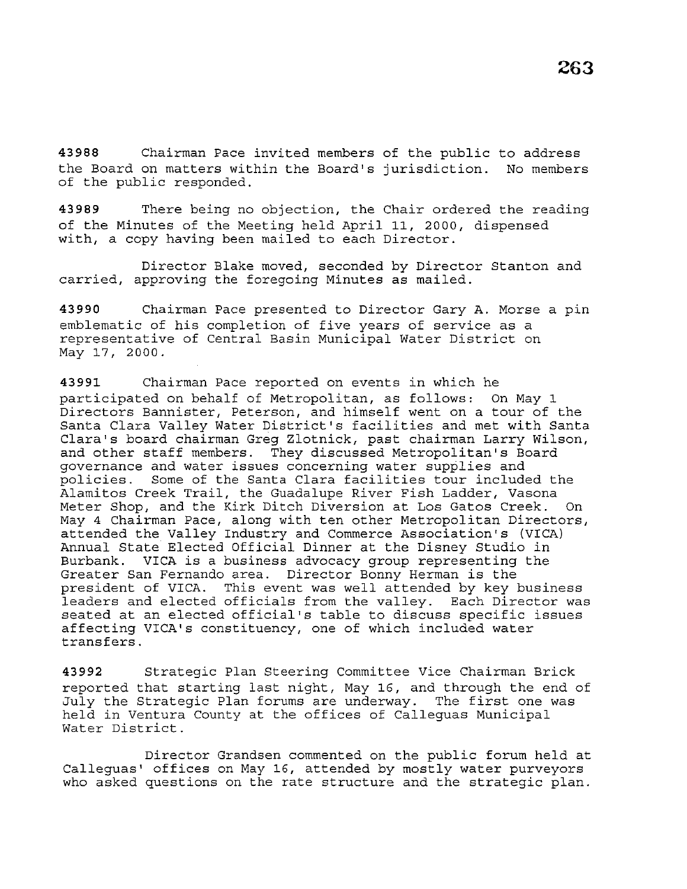**43988** Chairman Pace invited members of the public to address the Board on matters within the Board's jurisdiction. No members of the public responded.

**43989** There being no objection, the Chair ordered the reading of the Minutes of the Meeting held April 11, 2000, dispensed with, a copy having been mailed to each Director.

Director Blake moved, seconded by Director Stanton and carried, approving the foregoing Minutes as mailed.

**43990** Chairman Pace presented to Director Gary A. Morse a pin emblematic of his completion of five years of service as a representative of Central Basin Municipal Water District on May 17, 2000.

**43991** Chairman Pace reported on events in which he participated on behalf of Metropolitan, as follows: On May 1 Directors Bannister, Peterson, and himself went on a tour of the Santa Clara Valley Water District's facilities and met with Santa Clara's board chairman Greg Zlotnick, past chairman Larry Wilson, and other staff members. They discussed Metropolitan's Board governance and water issues concerning water supplies and policies. Some of the Santa Clara facilities tour included the Alamitos Creek Trail, the Guadalupe River Fish Ladder, Vasona Meter Shop, and the Kirk Ditch Diversion at Los Gatos Creek. On May 4 Chairman Pace, along with ten other Metropolitan Directors, attended the Valley Industry and Commerce Association's (VICA) Annual State Elected Official Dinner at the Disney Studio in Burbank. VICA is a business advocacy group representing the Greater San Fernando area. Director Bonny Herman is the president of VICA. This event was well attended by key business leaders and elected officials from the valley. Each Director was seated at an elected official's table to discuss specific issues affecting VICA's constituency, one of which included water transfers.

**43992** Strategic Plan Steering Committee Vice Chairman Brick reported that starting last night, May 16, and through the end of July the Strategic Plan forums are underway. The first one was held in Ventura County at the offices of Calleguas Municipal Water District.

Director Grandsen commented on the public forum held at Calleguas' offices on May 16, attended by mostly water purveyors who asked questions on the rate structure and the strategic plan.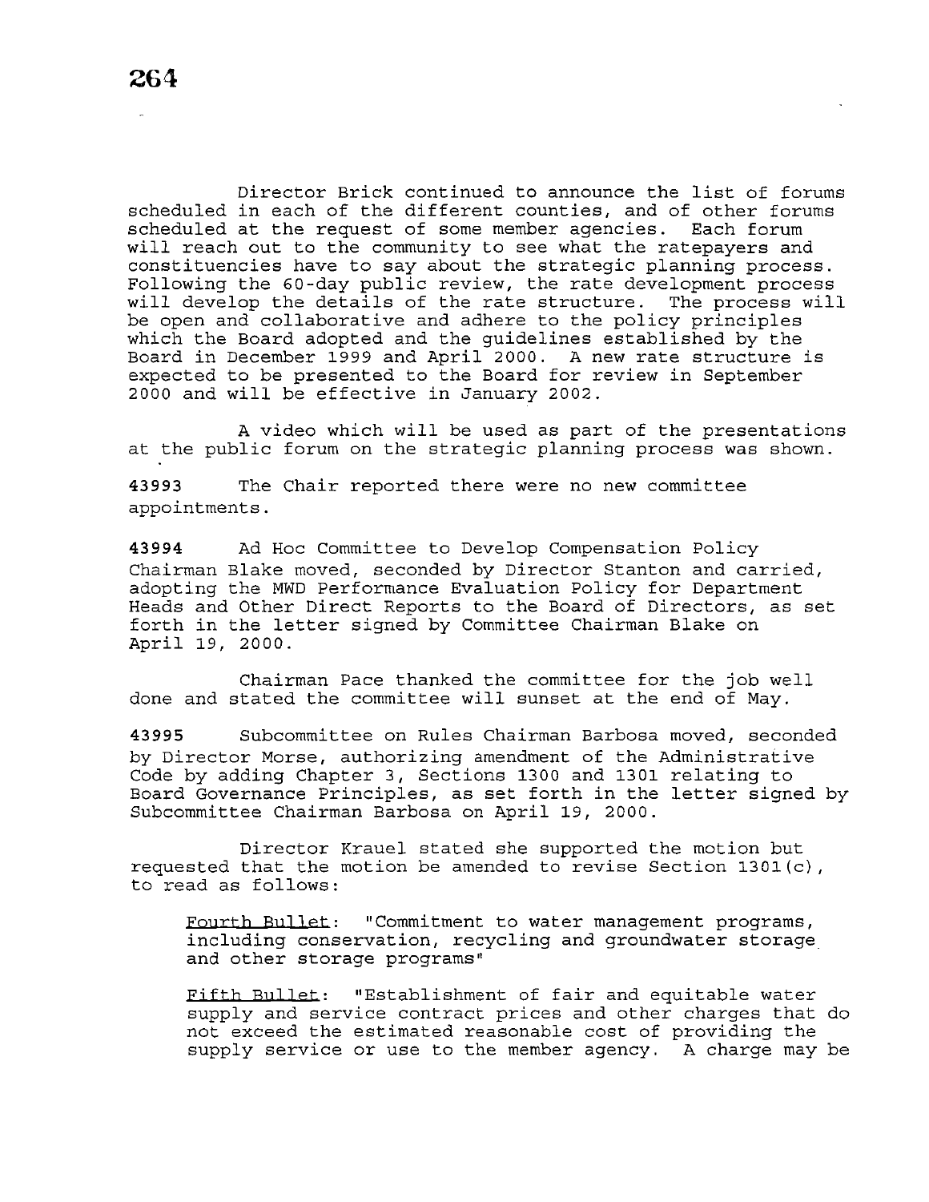Director Brick continued to announce the list of forums scheduled in each of the different counties, and of other forums scheduled at the request of some member agencies. Each forum will reach out to the community to see what the ratepayers and constituencies have to say about the strategic planning process. Following the 60-day public review, the rate development process will develop the details of the rate structure. The process will be open and collaborative and adhere to the policy principles which the Board adopted and the guidelines established by the Board in December 1999 and April 2000. A new rate structure is expected to be presented to the Board for review in September 2000 and will be effective in January 2002.

A video which will be used as part of the presentations at the public forum on the strategic planning process was shown.

**43993** The Chair reported there were no new committee appointments.

**43994** Ad Hoc Committee to Develop Compensation Policy Chairman Blake moved, seconded by Director Stanton and carried, adopting the MWD Performance Evaluation Policy for Department Heads and Other Direct Reports to the Board of Directors, as set forth in the letter signed by Committee Chairman Blake on April 19, 2000.

Chairman Pace thanked the committee for the job well done and stated the committee will sunset at the end of May.

**43995** Subcommittee on Rules Chairman Barbosa moved, seconded by Director Morse, authorizing amendment of the Administrative Code by adding Chapter 3, Sections 1300 and 1301 relating to Board Governance Principles, as set forth in the letter signed by Subcommittee Chairman Barbosa on April 19, 2000.

Director Krauel stated she supported the motion but requested that the motion be amended to revise Section 1301(c), to read as follows:

> Fourth Bullet: "Commitment to water management programs, including conservation, recycling and groundwater storage and other storage programs"
>
> Fifth Bullet: "Establishment of fair and equitable water supply and service contract prices and other charges that do not exceed the estimated reasonable cost of providing the supply service or use to the member agency. A charge may be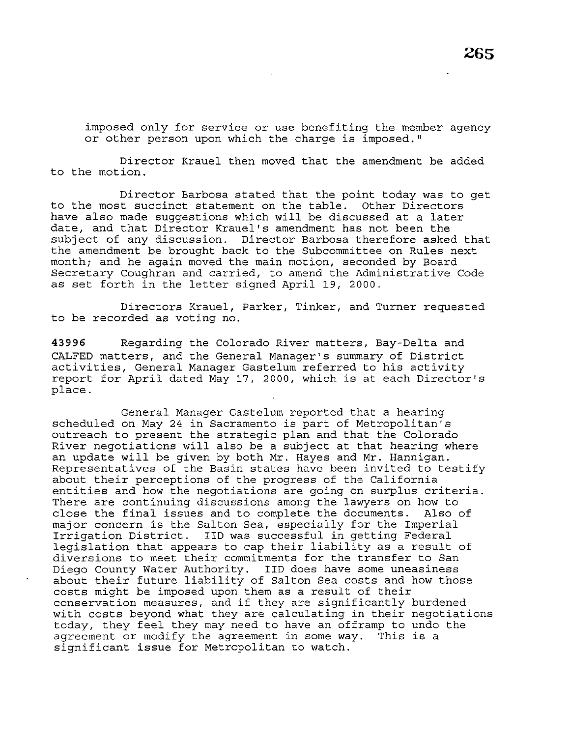imposed only for service or use benefiting the member agency or other person upon which the charge is imposed."

Director Krauel then moved that the amendment be added to the motion.

Director Barbosa stated that the point today was to get to the most succinct statement on the table. Other Directors have also made suggestions which will be discussed at a later date, and that Director Krauel's amendment has not been the subject of any discussion. Director Barbosa therefore asked that the amendment be brought back to the Subcommittee on Rules next month; and he again moved the main motion, seconded by Board Secretary Coughran and carried, to amend the Administrative Code as set forth in the letter signed April 19, 2000.

Directors Krauel, Parker, Tinker, and Turner requested to be recorded as voting no.

**43996** Regarding the Colorado River matters, Bay-Delta and CALFED matters, and the General Manager's summary of District activities, General Manager Gastelum referred to his activity report for April dated May 17, 2000, which is at each Director's place.

General Manager Gastelum reported that a hearing scheduled on May 24 in Sacramento is part of Metropolitan's outreach to present the strategic plan and that the Colorado River negotiations will also be a subject at that hearing where an update will be given by both Mr. Hayes and Mr. Hannigan. Representatives of the Basin states have been invited to testify about their perceptions of the progress of the California entities and how the negotiations are going on surplus criteria. There are continuing discussions among the lawyers on how to close the final issues and to complete the documents. Also of major concern is the Salton Sea, especially for the Imperial Irrigation District. IID was successful in getting Federal legislation that appears to cap their liability as a result of diversions to meet their commitments for the transfer to San Diego County Water Authority. IID does have some uneasiness about their future liability of Salton Sea costs and how those costs might be imposed upon them as a result of their conservation measures, and if they are significantly burdened with costs beyond what they are calculating in their negotiations today, they feel they may need to have an offramp to undo the agreement or modify the agreement in some way. This is a significant issue for Metropolitan to watch.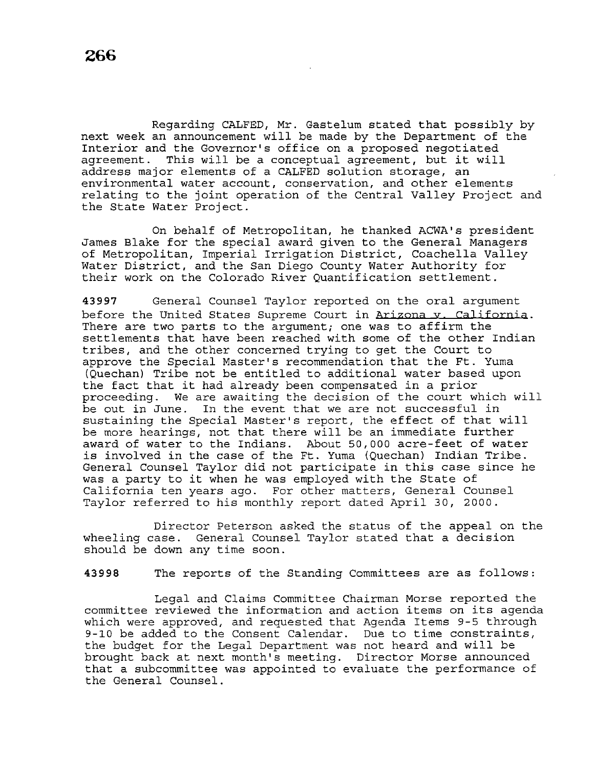Regarding CALFED, Mr. Gastelum stated that possibly by next week an announcement will be made by the Department of the Interior and the Governor's office on a proposed negotiated agreement. This will be a conceptual agreement, but it will address major elements of a CALFED solution storage, an environmental water account, conservation, and other elements relating to the joint operation of the Central Valley Project and the State Water Project.

On behalf of Metropolitan, he thanked ACWA's president James Blake for the special award given to the General Managers of Metropolitan, Imperial Irrigation District, Coachella Valley Water District, and the San Diego County Water Authority for their work on the Colorado River Quantification settlement.

**43997** General Counsel Taylor reported on the oral argument before the United States Supreme Court in Arizona v. California. There are two parts to the argument; one was to affirm the settlements that have been reached with some of the other Indian tribes, and the other concerned trying to get the Court to approve the Special Master's recommendation that the Ft. Yuma (Quechan) Tribe not be entitled to additional water based upon the fact that it had already been compensated in a prior proceeding. We are awaiting the decision of the court which will be out in June. In the event that we are not successful in sustaining the Special Master's report, the effect of that will be more hearings, not that there will be an immediate further award of water to the Indians. About 50,000 acre-feet of water is involved in the case of the Ft. Yuma (Quechan) Indian Tribe. General Counsel Taylor did not participate in this case since he was a party to it when he was employed with the State of California ten years ago. For other matters, General Counsel Taylor referred to his monthly report dated April 30, 2000.

Director Peterson asked the status of the appeal on the wheeling case. General Counsel Taylor stated that a decision should be down any time soon.

**43998** The reports of the Standing Committees are as follows:

Legal and Claims Committee Chairman Morse reported the committee reviewed the information and action items on its agenda which were approved, and requested that Agenda Items 9-5 through 9-10 be added to the Consent Calendar. Due to time constraints, the budget for the Legal Department was not heard and will be brought back at next month's meeting. Director Morse announced that a subcommittee was appointed to evaluate the performance of the General Counsel.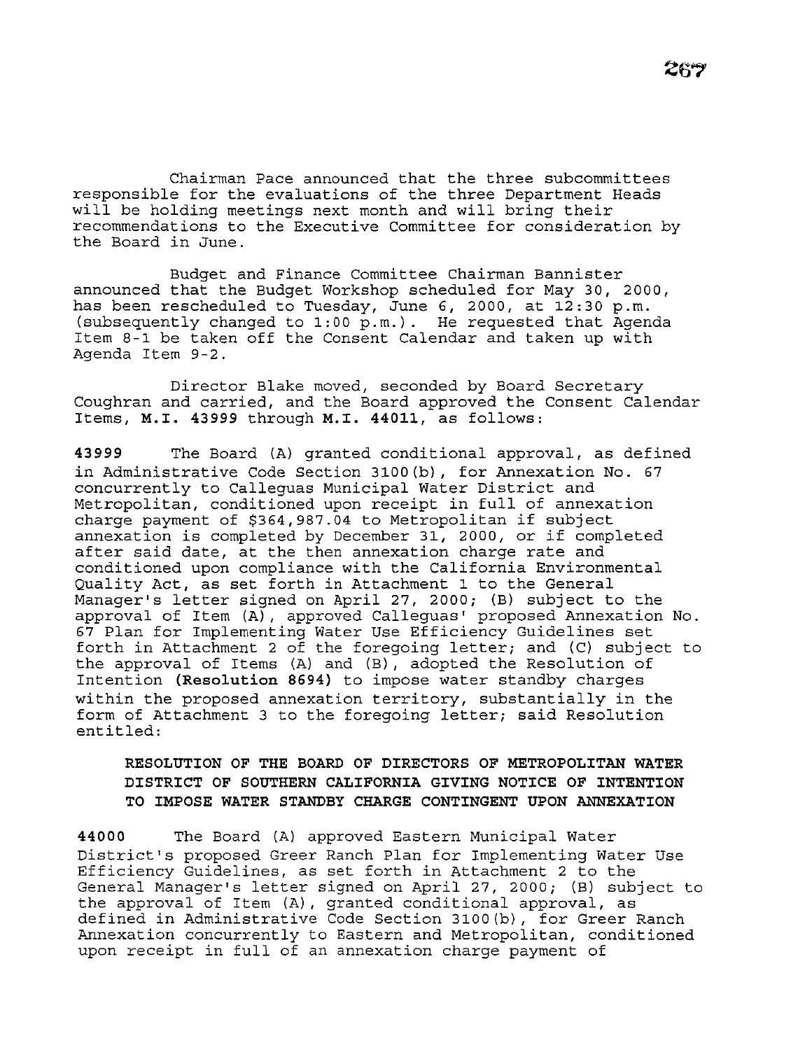Chairman Pace announced that the three subcommittees responsible for the evaluations of the three Department Heads will be holding meetings next month and will bring their recommendations to the Executive Committee for consideration by the Board in June.

Budget and Finance Committee Chairman Bannister announced that the Budget Workshop scheduled for May 30, 2000, has been rescheduled to Tuesday, June 6, 2000, at 12:30 p.m. (subsequently changed to 1:00 p.m.). He requested that Agenda Item 8-1 be taken off the Consent Calendar and taken up with Agenda Item 9-2.

Director Blake moved, seconded by Board Secretary Coughran and carried, and the Board approved the Consent Calendar Items, **M.I. 43999** through **M.I. 44011**, as follows:

**43999** The Board (A) granted conditional approval, as defined in Administrative Code Section 3100(b), for Annexation No. 67 concurrently to Calleguas Municipal Water District and Metropolitan, conditioned upon receipt in full of annexation charge payment of $364,987.04 to Metropolitan if subject annexation is completed by December 31, 2000, or if completed after said date, at the then annexation charge rate and conditioned upon compliance with the California Environmental Quality Act, as set forth in Attachment 1 to the General Manager's letter signed on April 27, 2000; (B) subject to the approval of Item (A), approved Calleguas' proposed Annexation No. 67 Plan for Implementing Water Use Efficiency Guidelines set forth in Attachment 2 of the foregoing letter; and (C) subject to the approval of Items (A) and (B), adopted the Resolution of Intention **(Resolution 8694)** to impose water standby charges within the proposed annexation territory, substantially in the form of Attachment 3 to the foregoing letter; said Resolution entitled:

**RESOLUTION OF THE BOARD OF DIRECTORS OF METROPOLITAN WATER DISTRICT OF SOUTHERN CALIFORNIA GIVING NOTICE OF INTENTION TO IMPOSE WATER STANDBY CHARGE CONTINGENT UPON ANNEXATION**

**44000** The Board (A) approved Eastern Municipal Water District's proposed Greer Ranch Plan for Implementing Water Use Efficiency Guidelines, as set forth in Attachment 2 to the General Manager's letter signed on April 27, 2000; (B) subject to the approval of Item (A), granted conditional approval, as defined in Administrative Code Section 3100(b), for Greer Ranch Annexation concurrently to Eastern and Metropolitan, conditioned upon receipt in full of an annexation charge payment of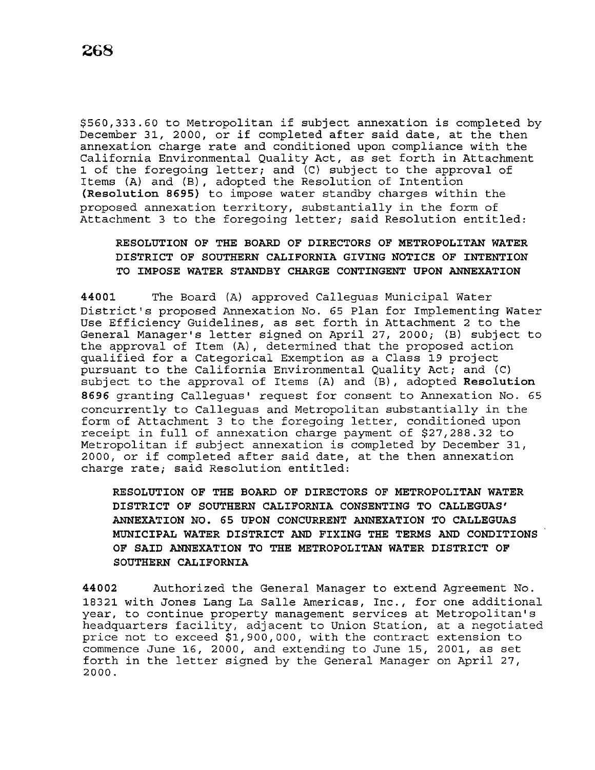$560,333.60 to Metropolitan if subject annexation is completed by December 31, 2000, or if completed after said date, at the then annexation charge rate and conditioned upon compliance with the California Environmental Quality Act, as set forth in Attachment 1 of the foregoing letter; and (C) subject to the approval of Items (A) and (B), adopted the Resolution of Intention **(Resolution 8695)** to impose water standby charges within the proposed annexation territory, substantially in the form of Attachment 3 to the foregoing letter; said Resolution entitled:

> **RESOLUTION OF THE BOARD OF DIRECTORS OF METROPOLITAN WATER DISTRICT OF SOUTHERN CALIFORNIA GIVING NOTICE OF INTENTION TO IMPOSE WATER STANDBY CHARGE CONTINGENT UPON ANNEXATION**

**44001** The Board (A) approved Calleguas Municipal Water District's proposed Annexation No. 65 Plan for Implementing Water Use Efficiency Guidelines, as set forth in Attachment 2 to the General Manager's letter signed on April 27, 2000; (B) subject to the approval of Item (A), determined that the proposed action qualified for a Categorical Exemption as a Class 19 project pursuant to the California Environmental Quality Act; and (C) subject to the approval of Items (A) and (B), adopted **Resolution 8696** granting Calleguas' request for consent to Annexation No. 65 concurrently to Calleguas and Metropolitan substantially in the form of Attachment 3 to the foregoing letter, conditioned upon receipt in full of annexation charge payment of $27,288.32 to Metropolitan if subject annexation is completed by December 31, 2000, or if completed after said date, at the then annexation charge rate; said Resolution entitled:

> **RESOLUTION OF THE BOARD OF DIRECTORS OF METROPOLITAN WATER DISTRICT OF SOUTHERN CALIFORNIA CONSENTING TO CALLEGUAS' ANNEXATION NO. 65 UPON CONCURRENT ANNEXATION TO CALLEGUAS MUNICIPAL WATER DISTRICT AND FIXING THE TERMS AND CONDITIONS OF SAID ANNEXATION TO THE METROPOLITAN WATER DISTRICT OF SOUTHERN CALIFORNIA**

**44002** Authorized the General Manager to extend Agreement No. 18321 with Jones Lang La Salle Americas, Inc., for one additional year, to continue property management services at Metropolitan's headquarters facility, adjacent to Union Station, at a negotiated price not to exceed $1,900,000, with the contract extension to commence June 16, 2000, and extending to June 15, 2001, as set forth in the letter signed by the General Manager on April 27, 2000.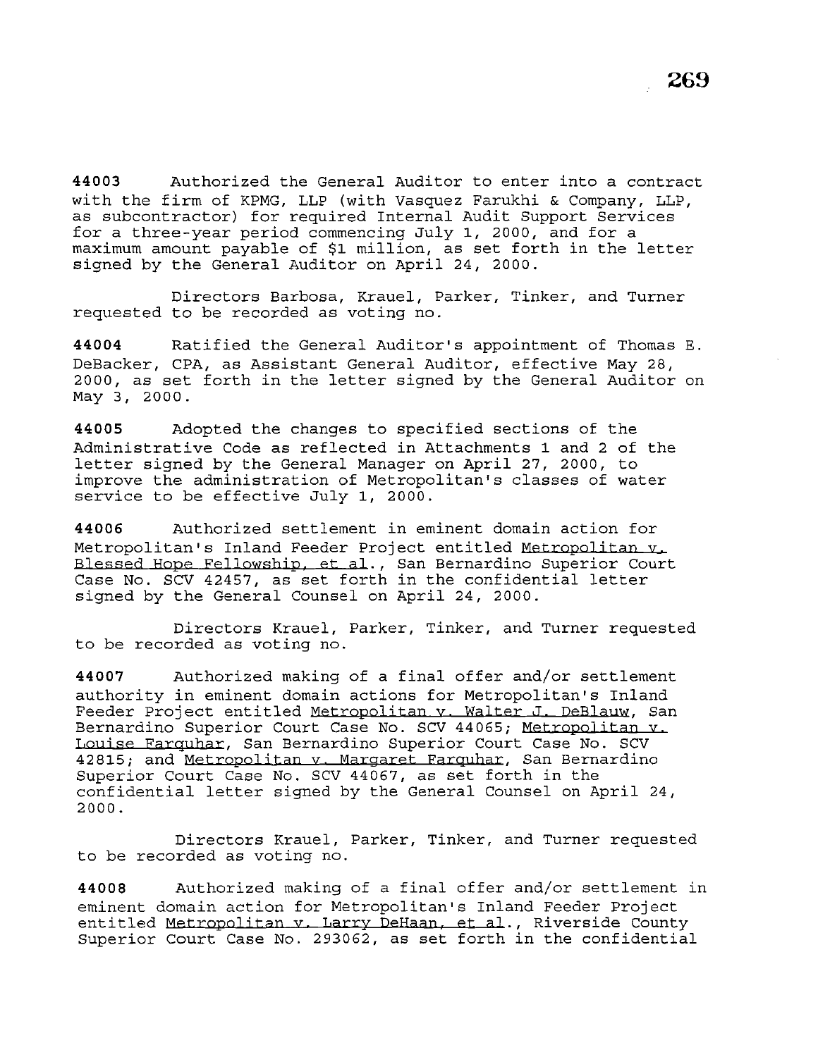**44003** Authorized the General Auditor to enter into a contract with the firm of KPMG, LLP (with Vasquez Farukhi & Company, LLP, as subcontractor) for required Internal Audit Support Services for a three-year period commencing July 1, 2000, and for a maximum amount payable of $1 million, as set forth in the letter signed by the General Auditor on April 24, 2000.

Directors Barbosa, Krauel, Parker, Tinker, and Turner requested to be recorded as voting no.

**44004** Ratified the General Auditor's appointment of Thomas E. DeBacker, CPA, as Assistant General Auditor, effective May 28, 2000, as set forth in the letter signed by the General Auditor on May 3, 2000.

**44005** Adopted the changes to specified sections of the Administrative Code as reflected in Attachments 1 and 2 of the letter signed by the General Manager on April 27, 2000, to improve the administration of Metropolitan's classes of water service to be effective July 1, 2000.

**44006** Authorized settlement in eminent domain action for Metropolitan's Inland Feeder Project entitled Metropolitan v. Blessed Hope Fellowship, et al., San Bernardino Superior Court Case No. SCV 42457, as set forth in the confidential letter signed by the General Counsel on April 24, 2000.

Directors Krauel, Parker, Tinker, and Turner requested to be recorded as voting no.

**44007** Authorized making of a final offer and/or settlement authority in eminent domain actions for Metropolitan's Inland Feeder Project entitled Metropolitan v. Walter J. DeBlauw, San Bernardino Superior Court Case No. SCV 44065; Metropolitan v. Louise Farquhar, San Bernardino Superior Court Case No. SCV 42815; and Metropolitan v. Margaret Farquhar, San Bernardino Superior Court Case No. SCV 44067, as set forth in the confidential letter signed by the General Counsel on April 24, 2000.

Directors Krauel, Parker, Tinker, and Turner requested to be recorded as voting no.

**44008** Authorized making of a final offer and/or settlement in eminent domain action for Metropolitan's Inland Feeder Project entitled Metropolitan v. Larry DeHaan, et al., Riverside County Superior Court Case No. 293062, as set forth in the confidential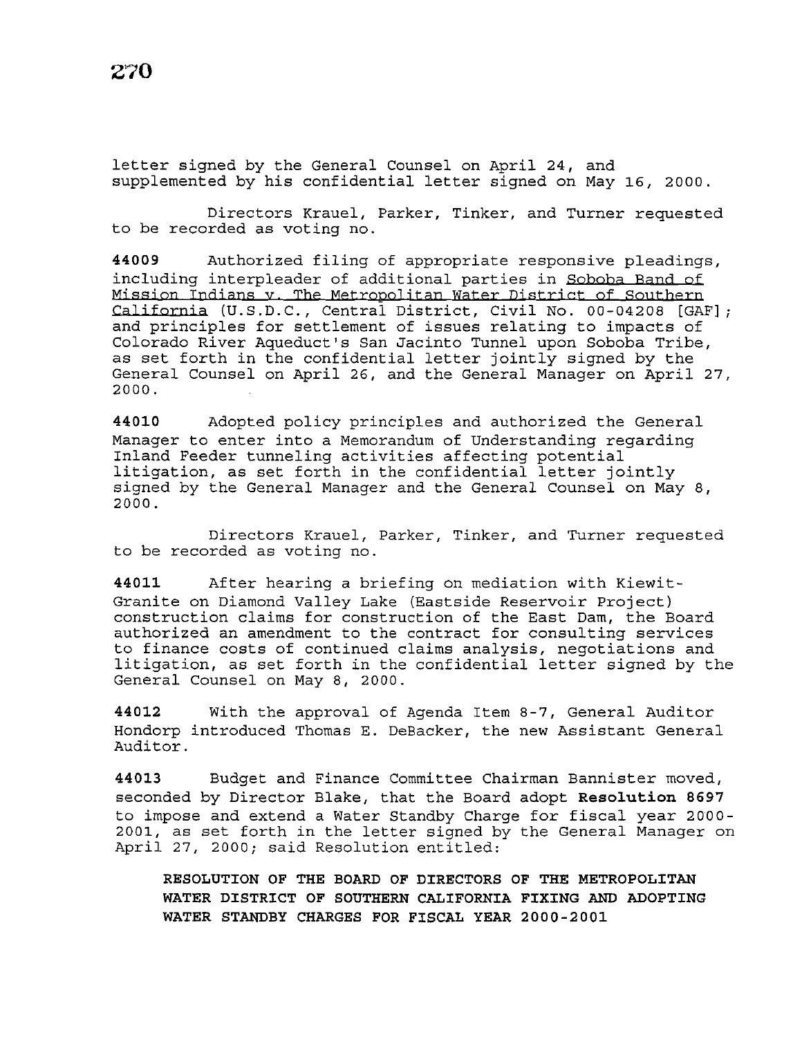letter signed by the General Counsel on April 24, and supplemented by his confidential letter signed on May 16, 2000.

Directors Krauel, Parker, Tinker, and Turner requested to be recorded as voting no.

**44009** Authorized filing of appropriate responsive pleadings, including interpleader of additional parties in Soboba Band of Mission Indians v. The Metropolitan Water District of Southern California (U.S.D.C., Central District, Civil No. 00-04208 [GAF]; and principles for settlement of issues relating to impacts of Colorado River Aqueduct's San Jacinto Tunnel upon Soboba Tribe, as set forth in the confidential letter jointly signed by the General Counsel on April 26, and the General Manager on April 27, 2000.

**44010** Adopted policy principles and authorized the General Manager to enter into a Memorandum of Understanding regarding Inland Feeder tunneling activities affecting potential litigation, as set forth in the confidential letter jointly signed by the General Manager and the General Counsel on May 8, 2000.

Directors Krauel, Parker, Tinker, and Turner requested to be recorded as voting no.

**44011** After hearing a briefing on mediation with Kiewit-Granite on Diamond Valley Lake (Eastside Reservoir Project) construction claims for construction of the East Dam, the Board authorized an amendment to the contract for consulting services to finance costs of continued claims analysis, negotiations and litigation, as set forth in the confidential letter signed by the General Counsel on May 8, 2000.

**44012** With the approval of Agenda Item 8-7, General Auditor Hondorp introduced Thomas E. DeBacker, the new Assistant General Auditor.

**44013** Budget and Finance Committee Chairman Bannister moved, seconded by Director Blake, that the Board adopt **Resolution 8697** to impose and extend a Water Standby Charge for fiscal year 2000-2001, as set forth in the letter signed by the General Manager on April 27, 2000; said Resolution entitled:

**RESOLUTION OF THE BOARD OF DIRECTORS OF THE METROPOLITAN WATER DISTRICT OF SOUTHERN CALIFORNIA FIXING AND ADOPTING WATER STANDBY CHARGES FOR FISCAL YEAR 2000-2001**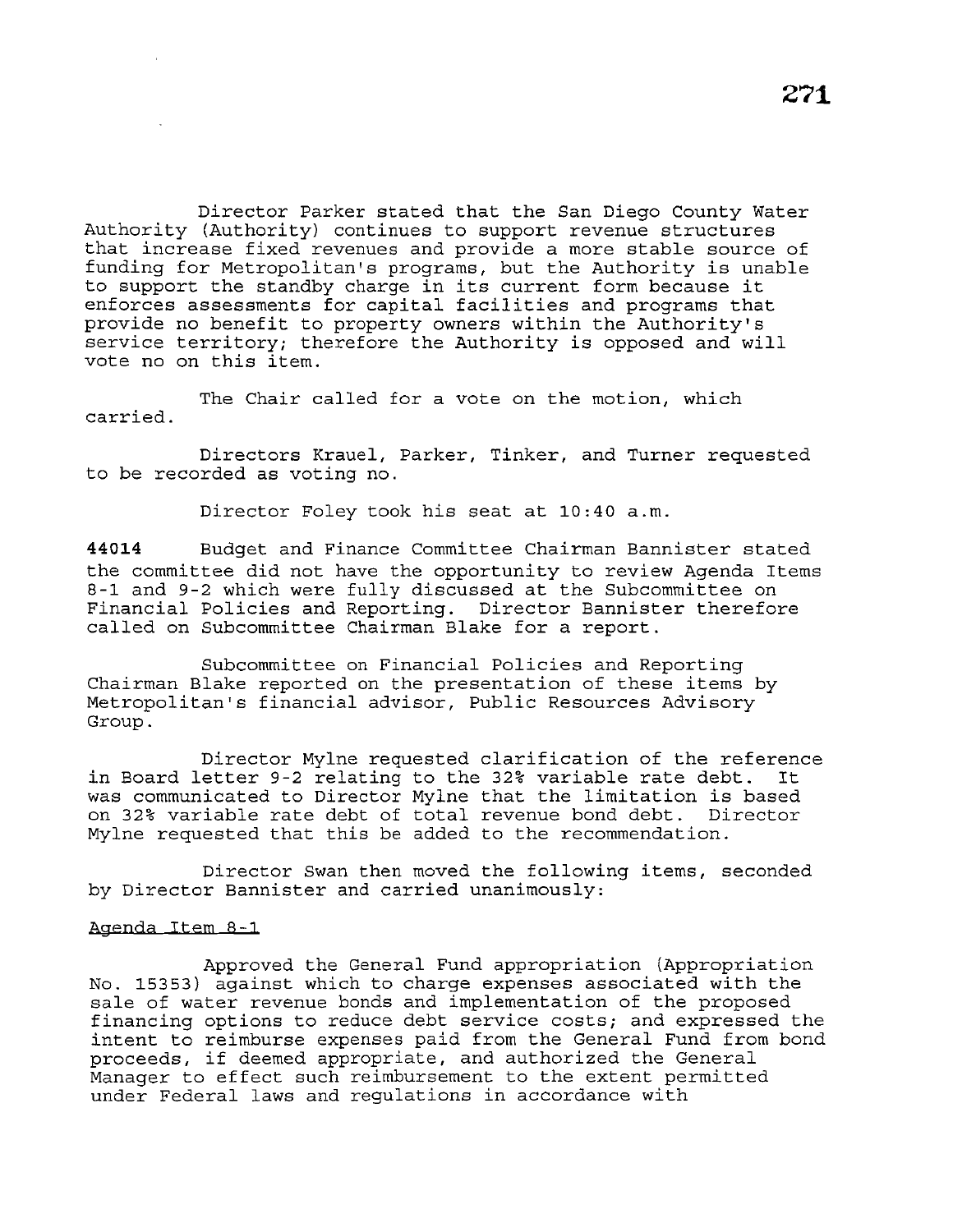Director Parker stated that the San Diego County Water Authority (Authority) continues to support revenue structures that increase fixed revenues and provide a more stable source of funding for Metropolitan's programs, but the Authority is unable to support the standby charge in its current form because it enforces assessments for capital facilities and programs that provide no benefit to property owners within the Authority's service territory; therefore the Authority is opposed and will vote no on this item.

The Chair called for a vote on the motion, which carried.

Directors Krauel, Parker, Tinker, and Turner requested to be recorded as voting no.

Director Foley took his seat at 10:40 a.m.

**44014** Budget and Finance Committee Chairman Bannister stated the committee did not have the opportunity to review Agenda Items 8-1 and 9-2 which were fully discussed at the Subcommittee on Financial Policies and Reporting. Director Bannister therefore called on Subcommittee Chairman Blake for a report.

Subcommittee on Financial Policies and Reporting Chairman Blake reported on the presentation of these items by Metropolitan's financial advisor, Public Resources Advisory Group.

Director Mylne requested clarification of the reference in Board letter 9-2 relating to the 32% variable rate debt. It was communicated to Director Mylne that the limitation is based on 32% variable rate debt of total revenue bond debt. Director Mylne requested that this be added to the recommendation.

Director Swan then moved the following items, seconded by Director Bannister and carried unanimously:

Agenda Item 8-1

Approved the General Fund appropriation (Appropriation No. 15353) against which to charge expenses associated with the sale of water revenue bonds and implementation of the proposed financing options to reduce debt service costs; and expressed the intent to reimburse expenses paid from the General Fund from bond proceeds, if deemed appropriate, and authorized the General Manager to effect such reimbursement to the extent permitted under Federal laws and regulations in accordance with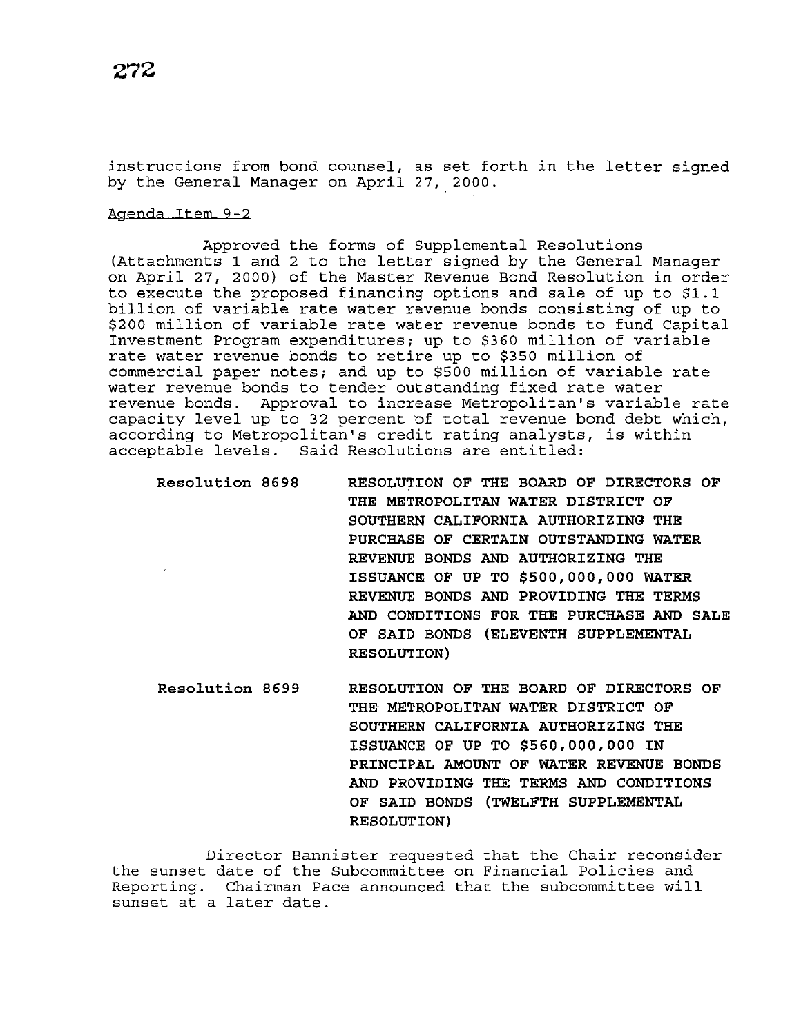instructions from bond counsel, as set forth in the letter signed by the General Manager on April 27, 2000.

Agenda Item 9-2

Approved the forms of Supplemental Resolutions (Attachments 1 and 2 to the letter signed by the General Manager on April 27, 2000) of the Master Revenue Bond Resolution in order to execute the proposed financing options and sale of up to $1.1 billion of variable rate water revenue bonds consisting of up to $200 million of variable rate water revenue bonds to fund Capital Investment Program expenditures; up to $360 million of variable rate water revenue bonds to retire up to $350 million of commercial paper notes; and up to $500 million of variable rate water revenue bonds to tender outstanding fixed rate water revenue bonds. Approval to increase Metropolitan's variable rate capacity level up to 32 percent of total revenue bond debt which, according to Metropolitan's credit rating analysts, is within acceptable levels. Said Resolutions are entitled:

**Resolution 8698** RESOLUTION OF THE BOARD OF DIRECTORS OF THE METROPOLITAN WATER DISTRICT OF SOUTHERN CALIFORNIA AUTHORIZING THE PURCHASE OF CERTAIN OUTSTANDING WATER REVENUE BONDS AND AUTHORIZING THE ISSUANCE OF UP TO $500,000,000 WATER REVENUE BONDS AND PROVIDING THE TERMS AND CONDITIONS FOR THE PURCHASE AND SALE OF SAID BONDS (ELEVENTH SUPPLEMENTAL RESOLUTION)

**Resolution 8699** RESOLUTION OF THE BOARD OF DIRECTORS OF THE METROPOLITAN WATER DISTRICT OF SOUTHERN CALIFORNIA AUTHORIZING THE ISSUANCE OF UP TO $560,000,000 IN PRINCIPAL AMOUNT OF WATER REVENUE BONDS AND PROVIDING THE TERMS AND CONDITIONS OF SAID BONDS (TWELFTH SUPPLEMENTAL RESOLUTION)

Director Bannister requested that the Chair reconsider the sunset date of the Subcommittee on Financial Policies and Reporting. Chairman Pace announced that the subcommittee will sunset at a later date.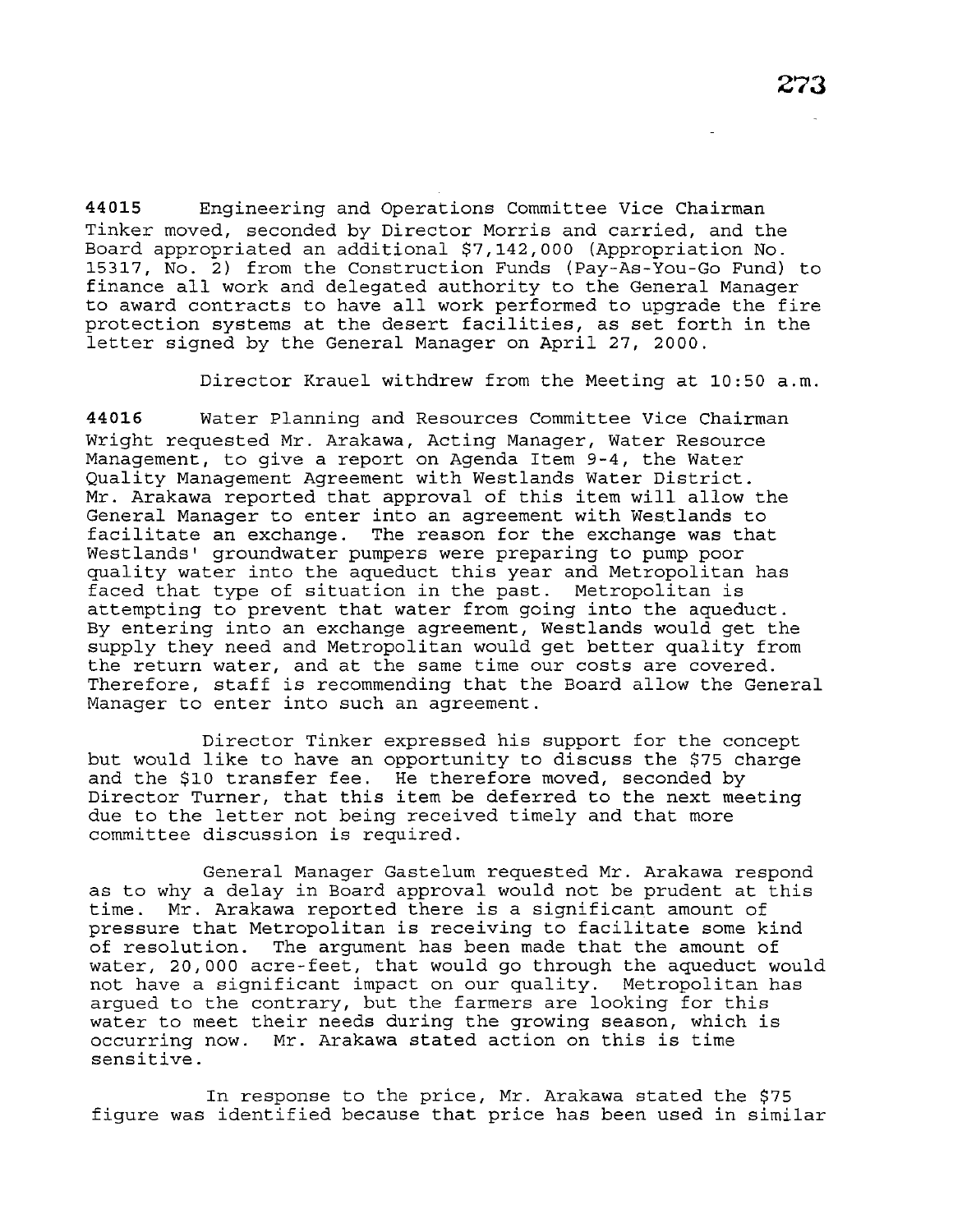**44015** Engineering and Operations Committee Vice Chairman Tinker moved, seconded by Director Morris and carried, and the Board appropriated an additional $7,142,000 (Appropriation No. 15317, No. 2) from the Construction Funds (Pay-As-You-Go Fund) to finance all work and delegated authority to the General Manager to award contracts to have all work performed to upgrade the fire protection systems at the desert facilities, as set forth in the letter signed by the General Manager on April 27, 2000.

Director Krauel withdrew from the Meeting at 10:50 a.m.

**44016** Water Planning and Resources Committee Vice Chairman Wright requested Mr. Arakawa, Acting Manager, Water Resource Management, to give a report on Agenda Item 9-4, the Water Quality Management Agreement with Westlands Water District. Mr. Arakawa reported that approval of this item will allow the General Manager to enter into an agreement with Westlands to facilitate an exchange. The reason for the exchange was that Westlands' groundwater pumpers were preparing to pump poor quality water into the aqueduct this year and Metropolitan has faced that type of situation in the past. Metropolitan is attempting to prevent that water from going into the aqueduct. By entering into an exchange agreement, Westlands would get the supply they need and Metropolitan would get better quality from the return water, and at the same time our costs are covered. Therefore, staff is recommending that the Board allow the General Manager to enter into such an agreement.

Director Tinker expressed his support for the concept but would like to have an opportunity to discuss the $75 charge and the $10 transfer fee. He therefore moved, seconded by Director Turner, that this item be deferred to the next meeting due to the letter not being received timely and that more committee discussion is required.

General Manager Gastelum requested Mr. Arakawa respond as to why a delay in Board approval would not be prudent at this time. Mr. Arakawa reported there is a significant amount of pressure that Metropolitan is receiving to facilitate some kind of resolution. The argument has been made that the amount of water, 20,000 acre-feet, that would go through the aqueduct would not have a significant impact on our quality. Metropolitan has argued to the contrary, but the farmers are looking for this water to meet their needs during the growing season, which is occurring now. Mr. Arakawa stated action on this is time sensitive.

In response to the price, Mr. Arakawa stated the $75 figure was identified because that price has been used in similar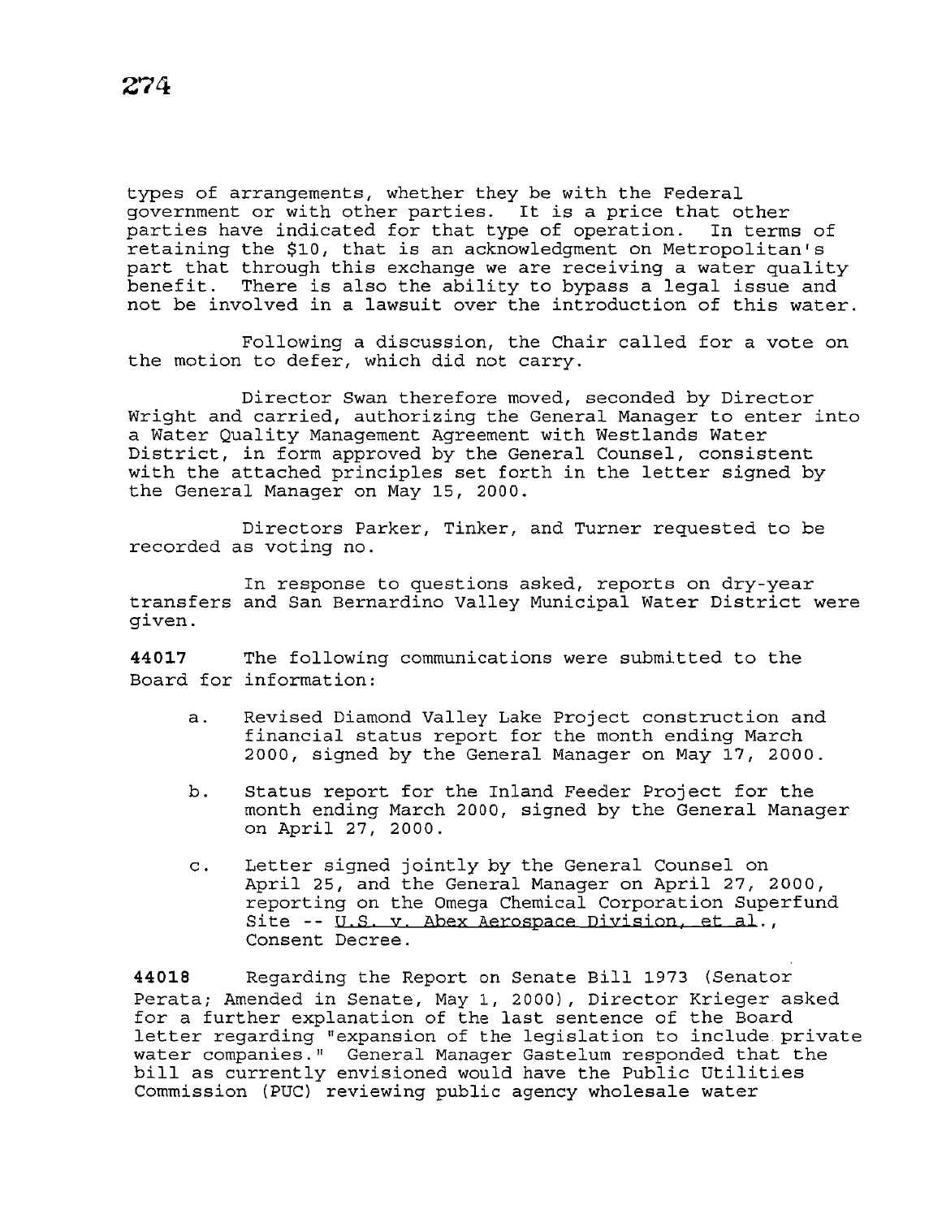types of arrangements, whether they be with the Federal government or with other parties. It is a price that other parties have indicated for that type of operation. In terms of retaining the $10, that is an acknowledgment on Metropolitan's part that through this exchange we are receiving a water quality benefit. There is also the ability to bypass a legal issue and not be involved in a lawsuit over the introduction of this water.

Following a discussion, the Chair called for a vote on the motion to defer, which did not carry.

Director Swan therefore moved, seconded by Director Wright and carried, authorizing the General Manager to enter into a Water Quality Management Agreement with Westlands Water District, in form approved by the General Counsel, consistent with the attached principles set forth in the letter signed by the General Manager on May 15, 2000.

Directors Parker, Tinker, and Turner requested to be recorded as voting no.

In response to questions asked, reports on dry-year transfers and San Bernardino Valley Municipal Water District were given.

**44017** The following communications were submitted to the Board for information:

a. Revised Diamond Valley Lake Project construction and financial status report for the month ending March 2000, signed by the General Manager on May 17, 2000.

b. Status report for the Inland Feeder Project for the month ending March 2000, signed by the General Manager on April 27, 2000.

c. Letter signed jointly by the General Counsel on April 25, and the General Manager on April 27, 2000, reporting on the Omega Chemical Corporation Superfund Site -- U.S. v. Abex Aerospace Division, et al., Consent Decree.

**44018** Regarding the Report on Senate Bill 1973 (Senator Perata; Amended in Senate, May 1, 2000), Director Krieger asked for a further explanation of the last sentence of the Board letter regarding "expansion of the legislation to include private water companies." General Manager Gastelum responded that the bill as currently envisioned would have the Public Utilities Commission (PUC) reviewing public agency wholesale water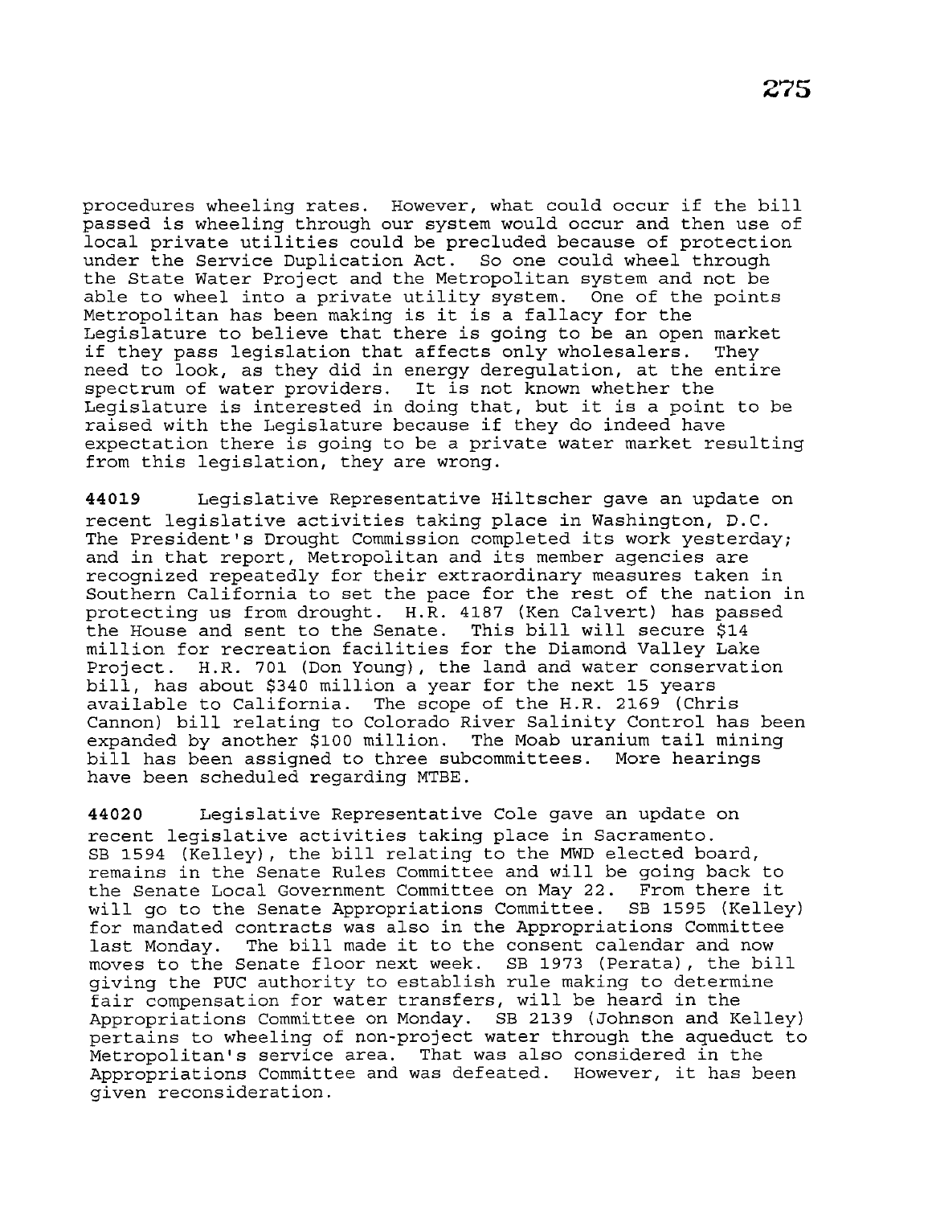procedures wheeling rates. However, what could occur if the bill passed is wheeling through our system would occur and then use of local private utilities could be precluded because of protection under the Service Duplication Act. So one could wheel through the State Water Project and the Metropolitan system and not be able to wheel into a private utility system. One of the points Metropolitan has been making is it is a fallacy for the Legislature to believe that there is going to be an open market if they pass legislation that affects only wholesalers. They need to look, as they did in energy deregulation, at the entire spectrum of water providers. It is not known whether the Legislature is interested in doing that, but it is a point to be raised with the Legislature because if they do indeed have expectation there is going to be a private water market resulting from this legislation, they are wrong.

**44019** Legislative Representative Hiltscher gave an update on recent legislative activities taking place in Washington, D.C. The President's Drought Commission completed its work yesterday; and in that report, Metropolitan and its member agencies are recognized repeatedly for their extraordinary measures taken in Southern California to set the pace for the rest of the nation in protecting us from drought. H.R. 4187 (Ken Calvert) has passed the House and sent to the Senate. This bill will secure $14 million for recreation facilities for the Diamond Valley Lake Project. H.R. 701 (Don Young), the land and water conservation bill, has about $340 million a year for the next 15 years available to California. The scope of the H.R. 2169 (Chris Cannon) bill relating to Colorado River Salinity Control has been expanded by another $100 million. The Moab uranium tail mining bill has been assigned to three subcommittees. More hearings have been scheduled regarding MTBE.

**44020** Legislative Representative Cole gave an update on recent legislative activities taking place in Sacramento. SB 1594 (Kelley), the bill relating to the MWD elected board, remains in the Senate Rules Committee and will be going back to the Senate Local Government Committee on May 22. From there it will go to the Senate Appropriations Committee. SB 1595 (Kelley) for mandated contracts was also in the Appropriations Committee last Monday. The bill made it to the consent calendar and now moves to the Senate floor next week. SB 1973 (Perata), the bill giving the PUC authority to establish rule making to determine fair compensation for water transfers, will be heard in the Appropriations Committee on Monday. SB 2139 (Johnson and Kelley) pertains to wheeling of non-project water through the aqueduct to Metropolitan's service area. That was also considered in the Appropriations Committee and was defeated. However, it has been given reconsideration.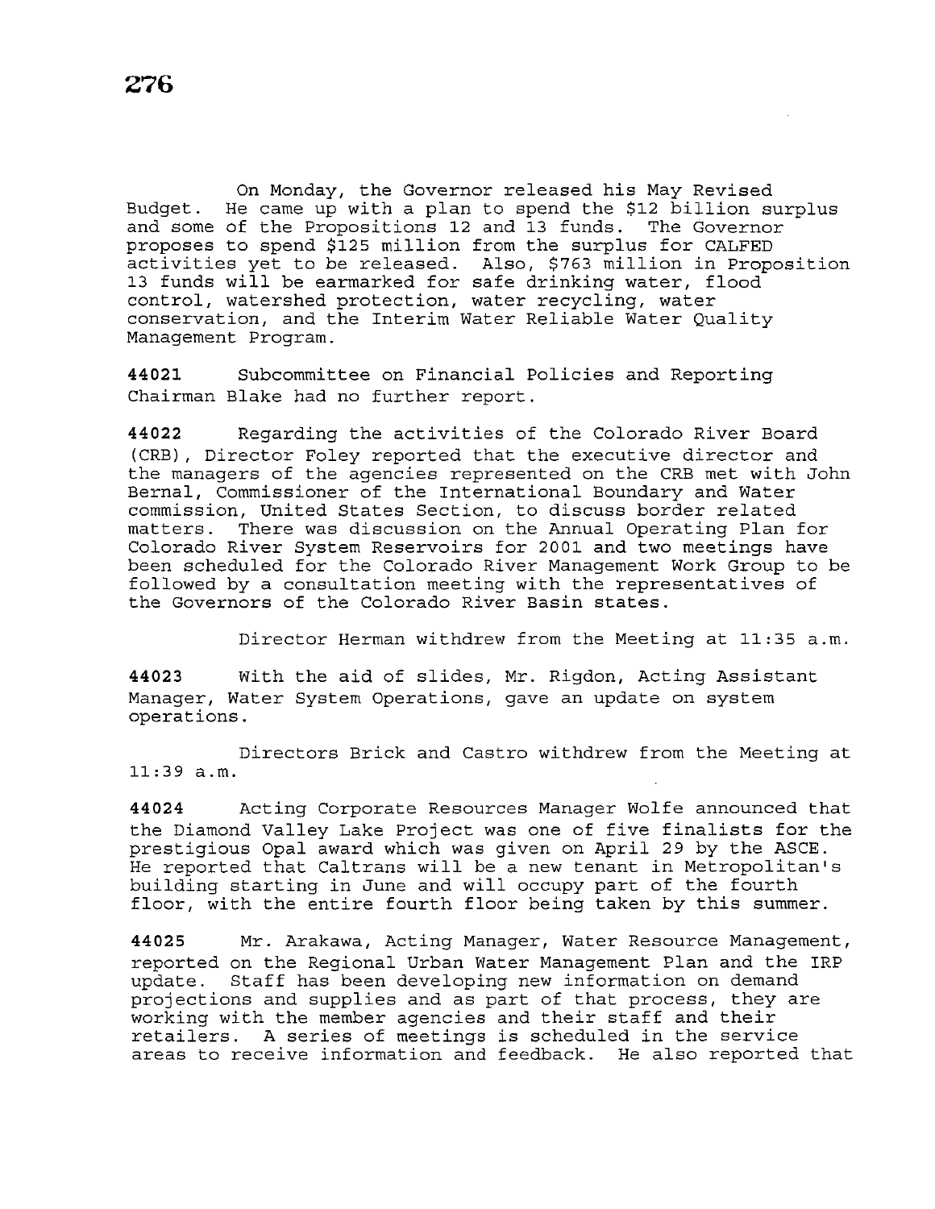On Monday, the Governor released his May Revised Budget. He came up with a plan to spend the $12 billion surplus and some of the Propositions 12 and 13 funds. The Governor proposes to spend $125 million from the surplus for CALFED activities yet to be released. Also, $763 million in Proposition 13 funds will be earmarked for safe drinking water, flood control, watershed protection, water recycling, water conservation, and the Interim Water Reliable Water Quality Management Program.

**44021** Subcommittee on Financial Policies and Reporting Chairman Blake had no further report.

**44022** Regarding the activities of the Colorado River Board (CRB), Director Foley reported that the executive director and the managers of the agencies represented on the CRB met with John Bernal, Commissioner of the International Boundary and Water commission, United States Section, to discuss border related matters. There was discussion on the Annual Operating Plan for Colorado River System Reservoirs for 2001 and two meetings have been scheduled for the Colorado River Management Work Group to be followed by a consultation meeting with the representatives of the Governors of the Colorado River Basin states.

Director Herman withdrew from the Meeting at 11:35 a.m.

**44023** With the aid of slides, Mr. Rigdon, Acting Assistant Manager, Water System Operations, gave an update on system operations.

Directors Brick and Castro withdrew from the Meeting at 11:39 a.m.

**44024** Acting Corporate Resources Manager Wolfe announced that the Diamond Valley Lake Project was one of five finalists for the prestigious Opal award which was given on April 29 by the ASCE. He reported that Caltrans will be a new tenant in Metropolitan's building starting in June and will occupy part of the fourth floor, with the entire fourth floor being taken by this summer.

**44025** Mr. Arakawa, Acting Manager, Water Resource Management, reported on the Regional Urban Water Management Plan and the IRP update. Staff has been developing new information on demand projections and supplies and as part of that process, they are working with the member agencies and their staff and their retailers. A series of meetings is scheduled in the service areas to receive information and feedback. He also reported that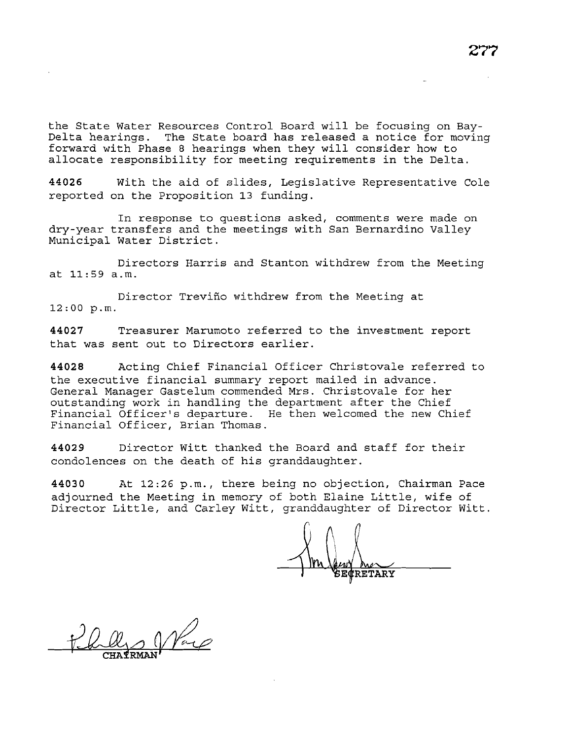the State Water Resources Control Board will be focusing on Bay-Delta hearings. The State board has released a notice for moving forward with Phase 8 hearings when they will consider how to allocate responsibility for meeting requirements in the Delta.

**44026** With the aid of slides, Legislative Representative Cole reported on the Proposition 13 funding.

In response to questions asked, comments were made on dry-year transfers and the meetings with San Bernardino Valley Municipal Water District.

Directors Harris and Stanton withdrew from the Meeting at 11:59 a.m.

Director Treviño withdrew from the Meeting at 12:00 p.m.

**44027** Treasurer Marumoto referred to the investment report that was sent out to Directors earlier.

**44028** Acting Chief Financial Officer Christovale referred to the executive financial summary report mailed in advance. General Manager Gastelum commended Mrs. Christovale for her outstanding work in handling the department after the Chief Financial Officer's departure. He then welcomed the new Chief Financial Officer, Brian Thomas.

**44029** Director Witt thanked the Board and staff for their condolences on the death of his granddaughter.

**44030** At 12:26 p.m., there being no objection, Chairman Pace adjourned the Meeting in memory of both Elaine Little, wife of Director Little, and Carley Witt, granddaughter of Director Witt.

SECRETARY

CHAIRMAN